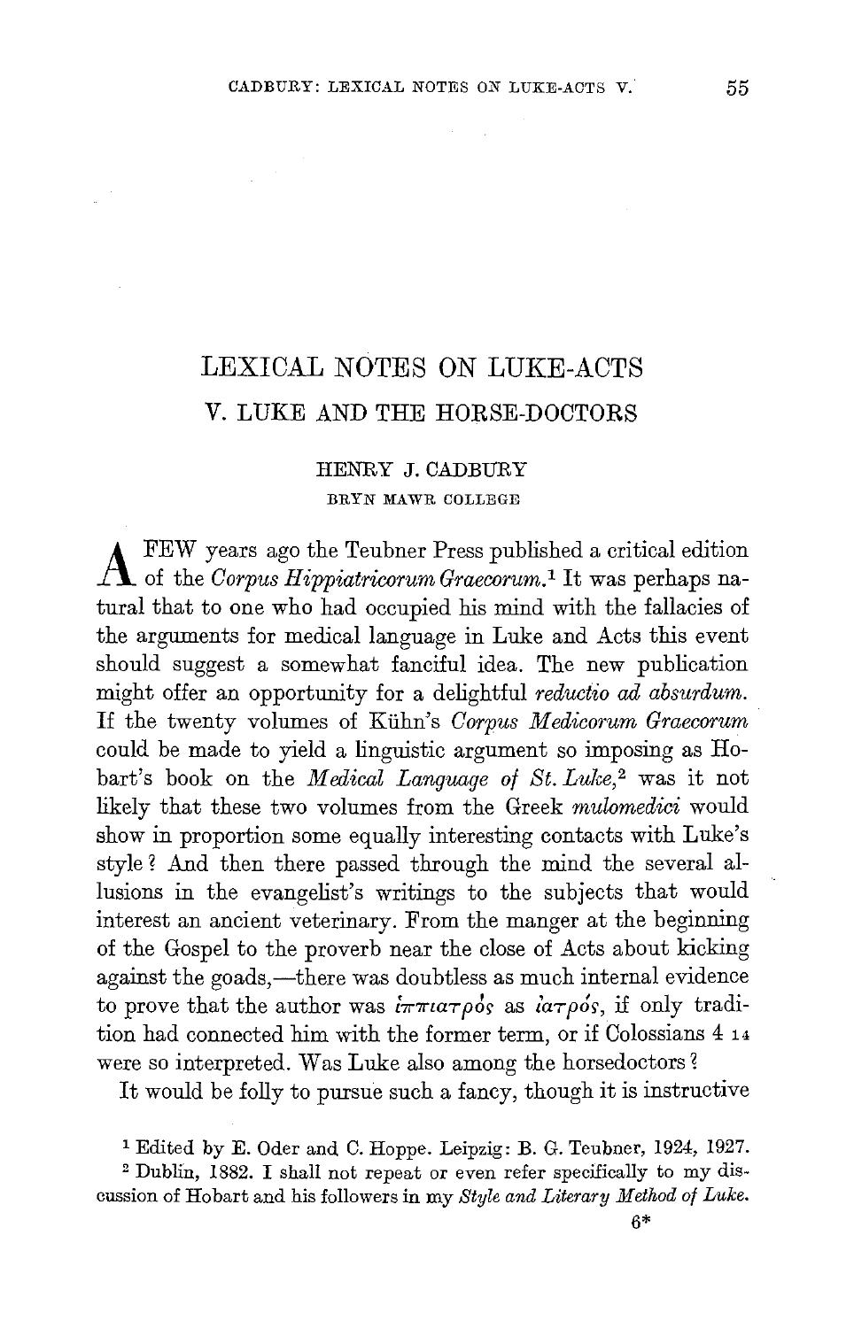# LEXICAL NOTES ON LUKE-ACTS

## V. LUKE AND THE HORSE-DOCTORS

HENRY J. CADBURY

BRYN MAWR COLLEGE

A FEW years ago the Teubner Press published a critical edition of the *Corpus Hippiatricorum Graecorum.*[1] It was perhaps natural that to one who had occupied his mind with the fallacies of the arguments for medical language in Luke and Acts this event should suggest a somewhat fanciful idea. The new publication might offer an opportunity for a delightful *reductio ad absurdum.* If the twenty volumes of Kühn's *Corpus Medicorum Graecorum* could be made to yield a linguistic argument so imposing as Hobart's book on the *Medical Language of St. Luke,*[2] was it not likely that these two volumes from the Greek *mulomedici* would show in proportion some equally interesting contacts with Luke's style? And then there passed through the mind the several allusions in the evangelist's writings to the subjects that would interest an ancient veterinary. From the manger at the beginning of the Gospel to the proverb near the close of Acts about kicking against the goads,—there was doubtless as much internal evidence to prove that the author was ἱππιατρός as ἰατρός, if only tradition had connected him with the former term, or if Colossians 4 14 were so interpreted. Was Luke also among the horsedoctors?

It would be folly to pursue such a fancy, though it is instructive

[1] Edited by E. Oder and C. Hoppe. Leipzig: B. G. Teubner, 1924, 1927.

[2] Dublin, 1882. I shall not repeat or even refer specifically to my discussion of Hobart and his followers in my *Style and Literary Method of Luke.*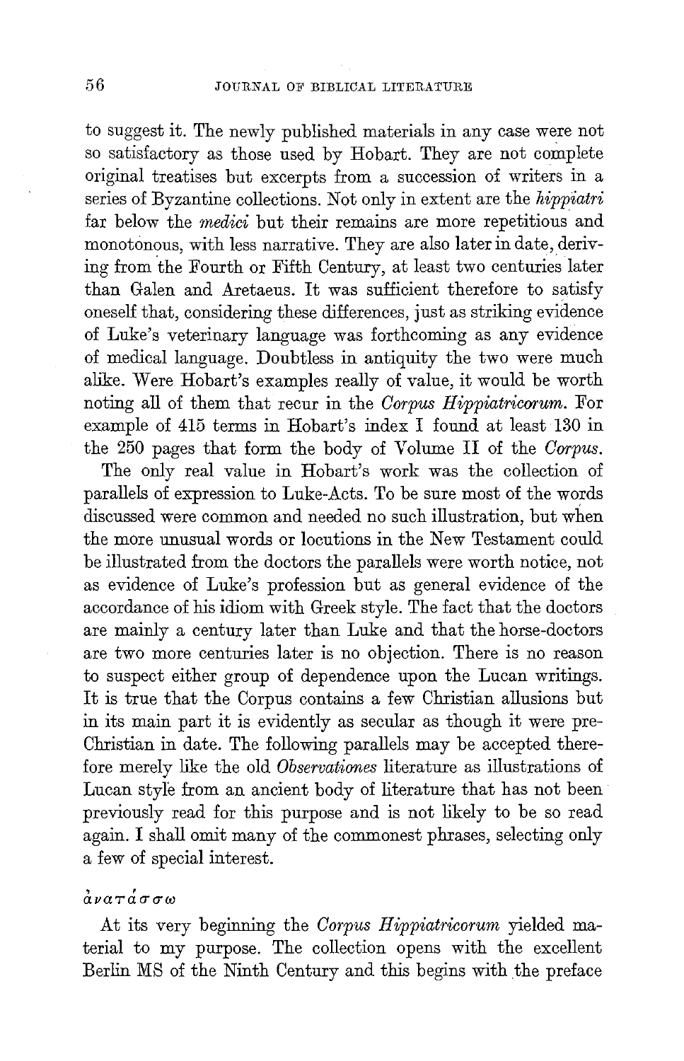to suggest it. The newly published materials in any case were not so satisfactory as those used by Hobart. They are not complete original treatises but excerpts from a succession of writers in a series of Byzantine collections. Not only in extent are the *hippiatri* far below the *medici* but their remains are more repetitious and monotonous, with less narrative. They are also later in date, deriving from the Fourth or Fifth Century, at least two centuries later than Galen and Aretaeus. It was sufficient therefore to satisfy oneself that, considering these differences, just as striking evidence of Luke's veterinary language was forthcoming as any evidence of medical language. Doubtless in antiquity the two were much alike. Were Hobart's examples really of value, it would be worth noting all of them that recur in the *Corpus Hippiatricorum*. For example of 415 terms in Hobart's index I found at least 130 in the 250 pages that form the body of Volume II of the *Corpus*.

The only real value in Hobart's work was the collection of parallels of expression to Luke-Acts. To be sure most of the words discussed were common and needed no such illustration, but when the more unusual words or locutions in the New Testament could be illustrated from the doctors the parallels were worth notice, not as evidence of Luke's profession but as general evidence of the accordance of his idiom with Greek style. The fact that the doctors are mainly a century later than Luke and that the horse-doctors are two more centuries later is no objection. There is no reason to suspect either group of dependence upon the Lucan writings. It is true that the Corpus contains a few Christian allusions but in its main part it is evidently as secular as though it were pre-Christian in date. The following parallels may be accepted therefore merely like the old *Observationes* literature as illustrations of Lucan style from an ancient body of literature that has not been previously read for this purpose and is not likely to be so read again. I shall omit many of the commonest phrases, selecting only a few of special interest.

### ἀνατάσσω

At its very beginning the *Corpus Hippiatricorum* yielded material to my purpose. The collection opens with the excellent Berlin MS of the Ninth Century and this begins with the preface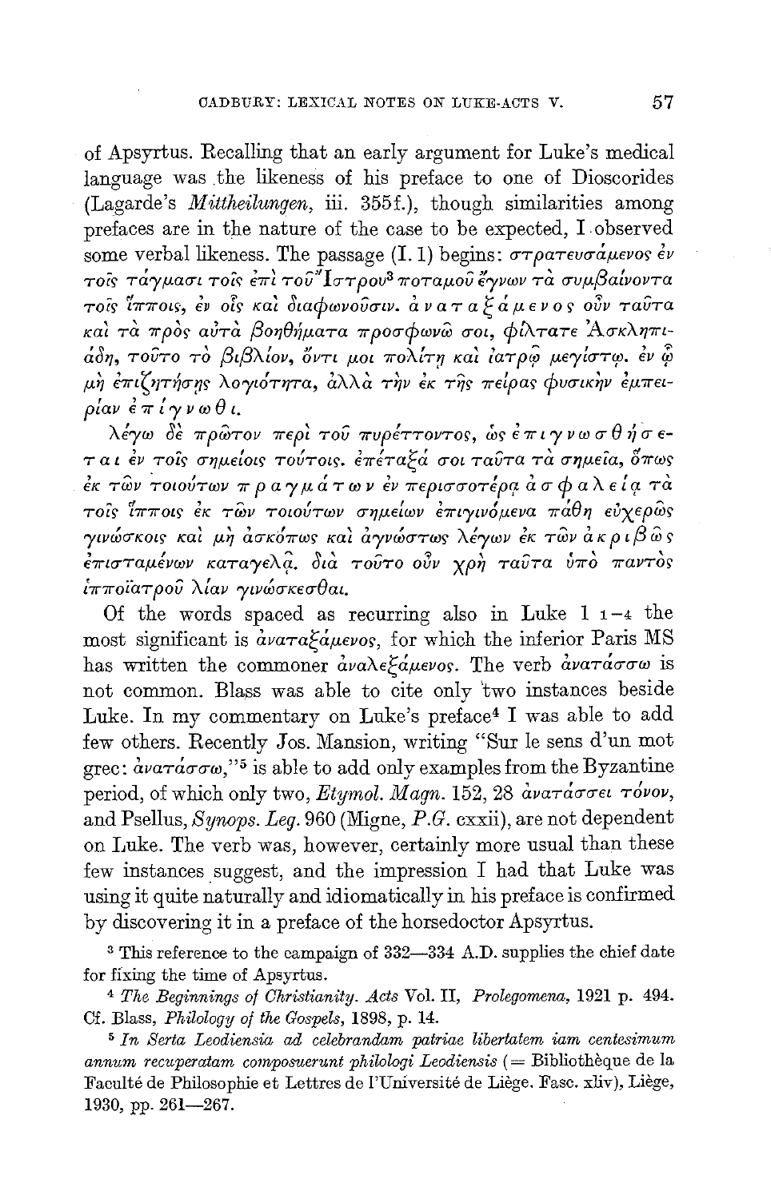of Apsyrtus. Recalling that an early argument for Luke's medical language was the likeness of his preface to one of Dioscorides (Lagarde's *Mittheilungen*, iii. 355f.), though similarities among prefaces are in the nature of the case to be expected, I observed some verbal likeness. The passage (I. 1) begins: στρατευσάμενος ἐν τοῖς τάγμασι τοῖς ἐπὶ τοῦ Ἴστρου[3] ποταμοῦ ἔγνων τὰ συμβαίνοντα τοῖς ἵπποις, ἐν οἷς καὶ διαφωνοῦσιν. ἀ ν α τ α ξ ά μ ε ν ο ς οὖν ταῦτα καὶ τὰ πρὸς αὐτὰ βοηθήματα προσφωνῶ σοι, φίλτατε Ἀσκληπιάδη, τοῦτο τὸ βιβλίον, ὄντι μοι πολίτῃ καὶ ἰατρῷ μεγίστῳ. ἐν ᾧ μὴ ἐπιζητήσῃς λογιότητα, ἀλλὰ τὴν ἐκ τῆς πείρας φυσικὴν ἐμπειρίαν ἐ π ί γ ν ω θ ι.

λέγω δὲ πρῶτον περὶ τοῦ πυρέττοντος, ὡς ἐ π ι γ ν ω σ θ ή σ ε τ α ι ἐν τοῖς σημείοις τούτοις. ἐπέταξά σοι ταῦτα τὰ σημεῖα, ὅπως ἐκ τῶν τοιούτων π ρ α γ μ ά τ ω ν ἐν περισσοτέρᾳ ἀ σ φ α λ ε ί ᾳ τὰ τοῖς ἵπποις ἐκ τῶν τοιούτων σημείων ἐπιγινόμενα πάθη εὐχερῶς γινώσκοις καὶ μὴ ἀσκόπως καὶ ἀγνώστως λέγων ἐκ τῶν ἀ κ ρ ι β ῶ ς ἐπισταμένων καταγελᾷ. διὰ τοῦτο οὖν χρὴ ταῦτα ὑπὸ παντὸς ἱπποϊάτρου λίαν γινώσκεσθαι.

Of the words spaced as recurring also in Luke 1 1–4 the most significant is ἀναταξάμενος, for which the inferior Paris MS has written the commoner ἀναλεξάμενος. The verb ἀνατάσσω is not common. Blass was able to cite only two instances beside Luke. In my commentary on Luke's preface[4] I was able to add few others. Recently Jos. Mansion, writing "Sur le sens d'un mot grec: ἀνατάσσω,"[5] is able to add only examples from the Byzantine period, of which only two, *Etymol. Magn.* 152, 28 ἀνατάσσει τόνον, and Psellus, *Synops. Leg.* 960 (Migne, *P.G.* cxxii), are not dependent on Luke. The verb was, however, certainly more usual than these few instances suggest, and the impression I had that Luke was using it quite naturally and idiomatically in his preface is confirmed by discovering it in a preface of the horsedoctor Apsyrtus.

[3] This reference to the campaign of 332—334 A.D. supplies the chief date for fixing the time of Apsyrtus.

[4] *The Beginnings of Christianity. Acts* Vol. II, *Prolegomena*, 1921 p. 494. Cf. Blass, *Philology of the Gospels*, 1898, p. 14.

[5] *In Serta Leodiensia ad celebrandam patriae libertatem iam centesimum annum recuperatam composuerunt philologi Leodiensis* (= Bibliothèque de la Faculté de Philosophie et Lettres de l'Université de Liège. Fasc. xliv), Liège, 1930, pp. 261—267.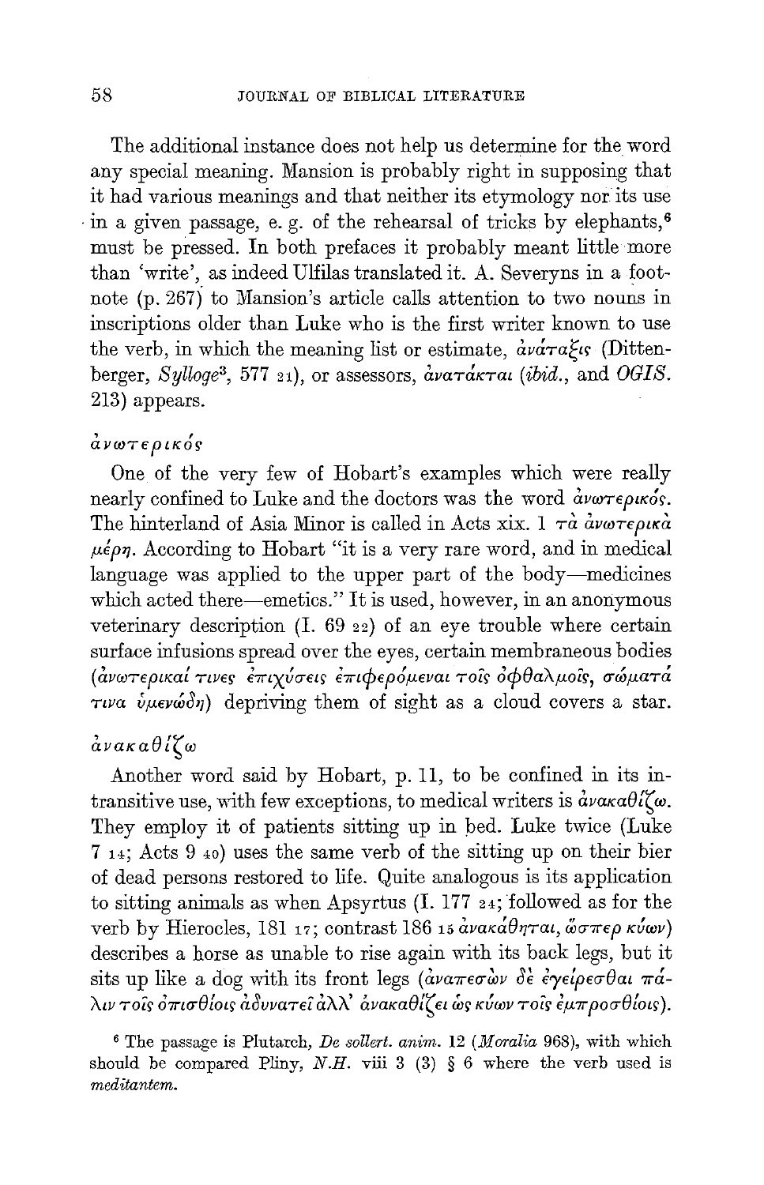The additional instance does not help us determine for the word any special meaning. Mansion is probably right in supposing that it had various meanings and that neither its etymology nor its use in a given passage, e. g. of the rehearsal of tricks by elephants,[6] must be pressed. In both prefaces it probably meant little more than 'write', as indeed Ulfilas translated it. A. Severyns in a footnote (p. 267) to Mansion's article calls attention to two nouns in inscriptions older than Luke who is the first writer known to use the verb, in which the meaning list or estimate, ἀνάταξις (Dittenberger, *Sylloge*[3], 577 21), or assessors, ἀνατάκται (*ibid.*, and *OGIS.* 213) appears.

### ἀνωτερικός

One of the very few of Hobart's examples which were really nearly confined to Luke and the doctors was the word ἀνωτερικός. The hinterland of Asia Minor is called in Acts xix. 1 τὰ ἀνωτερικὰ μέρη. According to Hobart "it is a very rare word, and in medical language was applied to the upper part of the body—medicines which acted there—emetics." It is used, however, in an anonymous veterinary description (I. 69 22) of an eye trouble where certain surface infusions spread over the eyes, certain membraneous bodies (ἀνωτερικαί τινες ἐπιχύσεις ἐπιφερόμεναι τοῖς ὀφθαλμοῖς, σώματά τινα ὑμενώδη) depriving them of sight as a cloud covers a star.

### ἀνακαθίζω

Another word said by Hobart, p. 11, to be confined in its intransitive use, with few exceptions, to medical writers is ἀνακαθίζω. They employ it of patients sitting up in bed. Luke twice (Luke 7 14; Acts 9 40) uses the same verb of the sitting up on their bier of dead persons restored to life. Quite analogous is its application to sitting animals as when Apsyrtus (I. 177 24; followed as for the verb by Hierocles, 181 17; contrast 186 15 ἀνακάθηται, ὥσπερ κύων) describes a horse as unable to rise again with its back legs, but it sits up like a dog with its front legs (ἀναπεσὼν δὲ ἐγείρεσθαι πάλιν τοῖς ὀπισθίοις ἀδυνατεῖ ἀλλ' ἀνακαθίζει ὡς κύων τοῖς ἐμπροσθίοις).

[6] The passage is Plutarch, *De sollert. anim.* 12 (*Moralia* 968), with which should be compared Pliny, *N.H.* viii 3 (3) § 6 where the verb used is *meditantem*.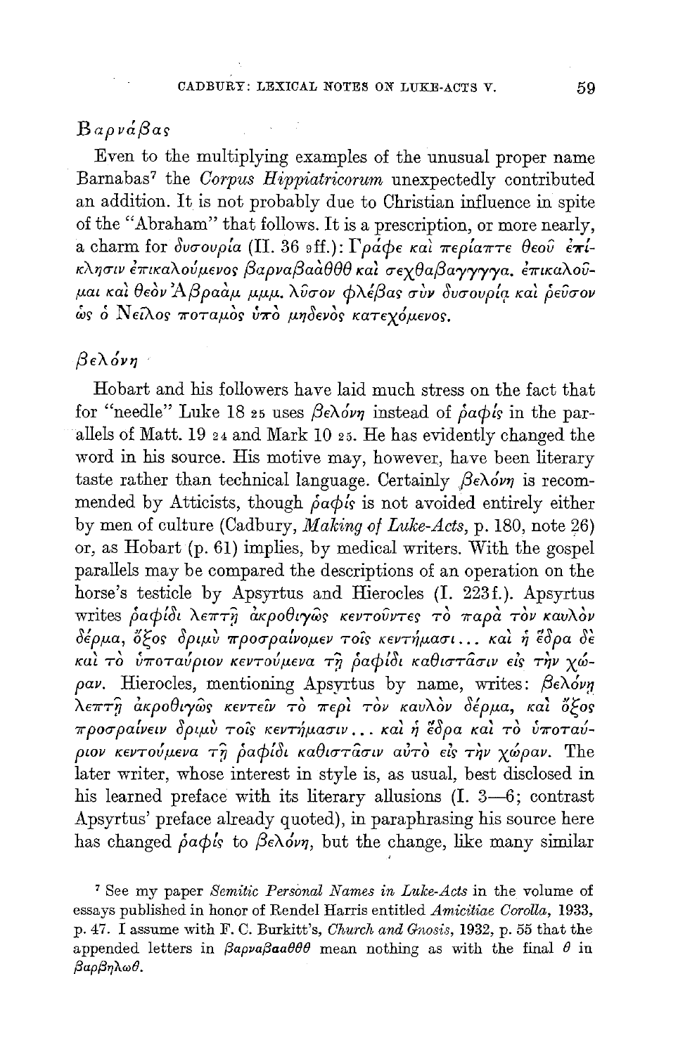## Βαρνάβας

Even to the multiplying examples of the unusual proper name Barnabas[7] the *Corpus Hippiatricorum* unexpectedly contributed an addition. It is not probably due to Christian influence in spite of the "Abraham" that follows. It is a prescription, or more nearly, a charm for δυσουρία (II. 36 9ff.): Γράφε καὶ περίαπτε θεοῦ ἐπίκλησιν ἐπικαλούμενος βαρναβαὰθθθ καὶ σεχθαβαγγγγα. ἐπικαλοῦμαι καὶ θεὸν Ἀβραὰμ μμμ. λῦσον φλέβας σὺν δυσουρίᾳ καὶ ῥεῦσον ὡς ὁ Νεῖλος ποταμὸς ὑπὸ μηδενὸς κατεχόμενος.

## βελόνη

Hobart and his followers have laid much stress on the fact that for "needle" Luke 18 25 uses βελόνη instead of ῥαφίς in the parallels of Matt. 19 24 and Mark 10 25. He has evidently changed the word in his source. His motive may, however, have been literary taste rather than technical language. Certainly βελόνη is recommended by Atticists, though ῥαφίς is not avoided entirely either by men of culture (Cadbury, *Making of Luke-Acts*, p. 180, note 26) or, as Hobart (p. 61) implies, by medical writers. With the gospel parallels may be compared the descriptions of an operation on the horse's testicle by Apsyrtus and Hierocles (I. 223f.). Apsyrtus writes ῥαφίδι λεπτῇ ἀκροθιγῶς κεντοῦντες τὸ παρὰ τὸν καυλὸν δέρμα, ὄξος δριμὺ προσραίνομεν τοῖς κεντήμασι... καὶ ἡ ἕδρα δὲ καὶ τὸ ὑποταύριον κεντούμενα τῇ ῥαφίδι καθιστᾶσιν εἰς τὴν χώραν. Hierocles, mentioning Apsyrtus by name, writes: βελόνῃ λεπτῇ ἀκροθιγῶς κεντεῖν τὸ περὶ τὸν καυλὸν δέρμα, καὶ ὄξος προσραίνειν δριμὺ τοῖς κεντήμασιν... καὶ ἡ ἕδρα καὶ τὸ ὑποταύριον κεντούμενα τῇ ῥαφίδι καθιστᾶσιν αὐτὸ εἰς τὴν χώραν. The later writer, whose interest in style is, as usual, best disclosed in his learned preface with its literary allusions (I. 3—6; contrast Apsyrtus' preface already quoted), in paraphrasing his source here has changed ῥαφίς to βελόνη, but the change, like many similar

[7] See my paper *Semitic Personal Names in Luke-Acts* in the volume of essays published in honor of Rendel Harris entitled *Amicitiae Corolla*, 1933, p. 47. I assume with F. C. Burkitt's, *Church and Gnosis*, 1932, p. 55 that the appended letters in βαρναβααθθθ mean nothing as with the final θ in βαρβηλωθ.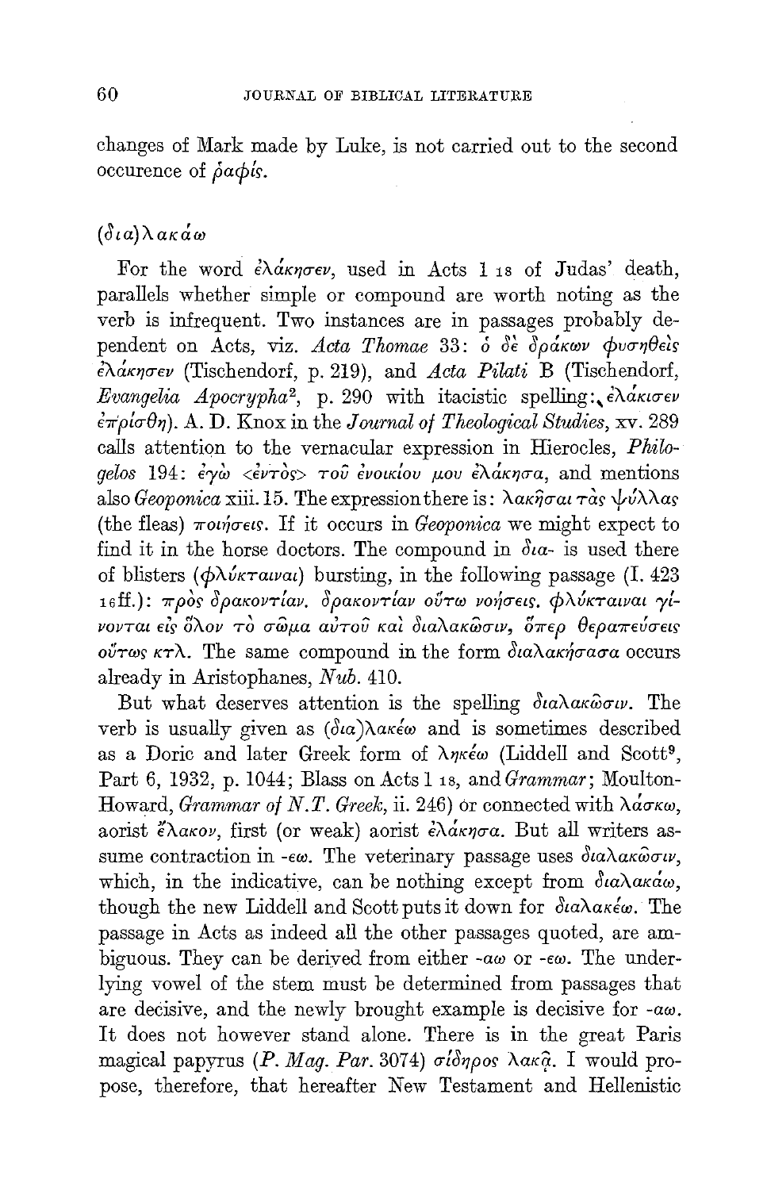changes of Mark made by Luke, is not carried out to the second occurence of ῥαφίς.

### (δια)λακάω

For the word ἐλάκησεν, used in Acts 1 18 of Judas' death, parallels whether simple or compound are worth noting as the verb is infrequent. Two instances are in passages probably dependent on Acts, viz. *Acta Thomae* 33: ὁ δὲ δράκων φυσηθεὶς ἐλάκησεν (Tischendorf, p. 219), and *Acta Pilati* B (Tischendorf, *Evangelia Apocrypha*[2], p. 290 with itacistic spelling: ἐλάκισεν ἐπρίσθη). A. D. Knox in the *Journal of Theological Studies*, xv. 289 calls attention to the vernacular expression in Hierocles, *Philogelos* 194: ἐγὼ <ἐντὸς> τοῦ ἐνοικίου μου ἐλάκησα, and mentions also *Geoponica* xiii. 15. The expression there is: λακῆσαι τὰς ψύλλας (the fleas) ποιήσεις. If it occurs in *Geoponica* we might expect to find it in the horse doctors. The compound in δια- is used there of blisters (φλύκταιναι) bursting, in the following passage (I. 423 16ff.): πρὸς δρακοντίαν. δρακοντίαν οὕτω νοήσεις. φλύκταιναι γίνονται εἰς ὅλον τὸ σῶμα αὐτοῦ καὶ διαλακῶσιν, ὅπερ θεραπεύσεις οὕτως κτλ. The same compound in the form διαλακήσασα occurs already in Aristophanes, *Nub.* 410.

But what deserves attention is the spelling διαλακῶσιν. The verb is usually given as (δια)λακέω and is sometimes described as a Doric and later Greek form of ληκέω (Liddell and Scott[9], Part 6, 1932, p. 1044; Blass on Acts 1 18, and *Grammar*; Moulton-Howard, *Grammar of N.T. Greek*, ii. 246) or connected with λάσκω, aorist ἔλακον, first (or weak) aorist ἐλάκησα. But all writers assume contraction in -εω. The veterinary passage uses διαλακῶσιν, which, in the indicative, can be nothing except from διαλακάω, though the new Liddell and Scott puts it down for διαλακέω. The passage in Acts as indeed all the other passages quoted, are ambiguous. They can be derived from either -αω or -εω. The underlying vowel of the stem must be determined from passages that are decisive, and the newly brought example is decisive for -αω. It does not however stand alone. There is in the great Paris magical papyrus (*P. Mag. Par.* 3074) σίδηρος λακᾷ. I would propose, therefore, that hereafter New Testament and Hellenistic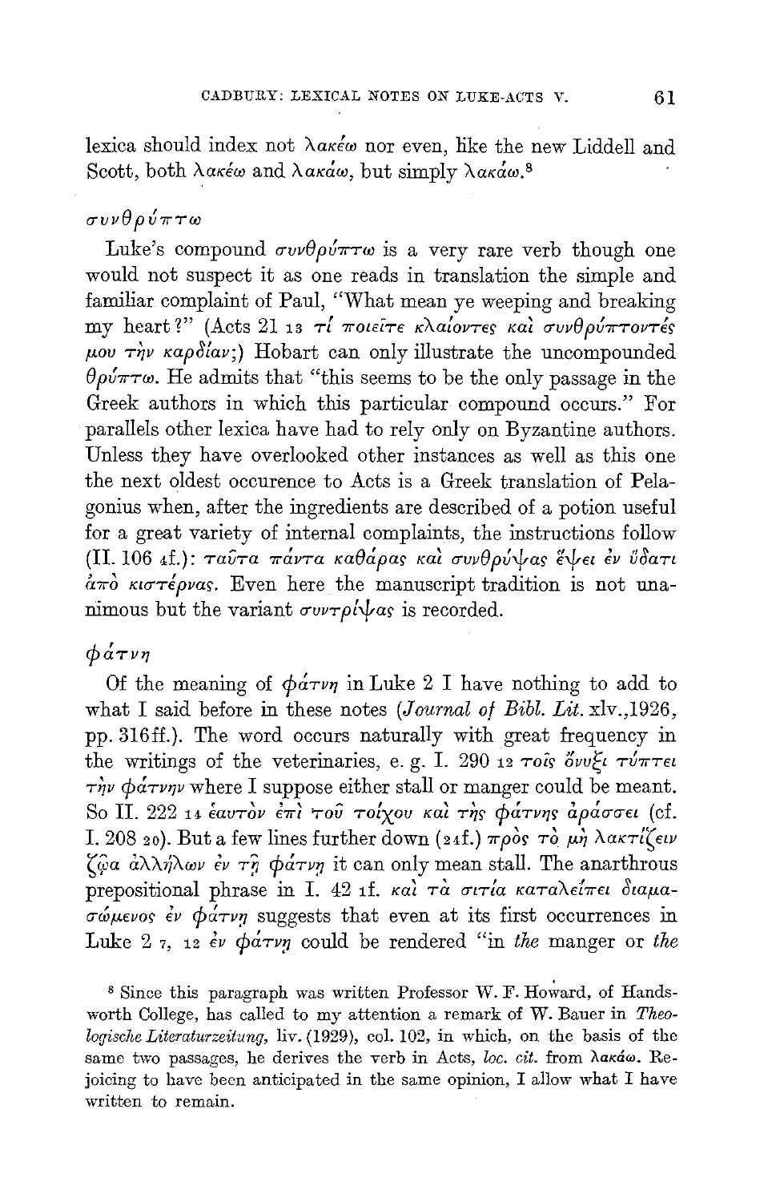lexica should index not λακέω nor even, like the new Liddell and Scott, both λακέω and λακάω, but simply λακάω.[8]

### *συνθρύπτω*

Luke's compound συνθρύπτω is a very rare verb though one would not suspect it as one reads in translation the simple and familiar complaint of Paul, "What mean ye weeping and breaking my heart?" (Acts 21 13 τί ποιεῖτε κλαίοντες καὶ συνθρύπτοντές μου τὴν καρδίαν;) Hobart can only illustrate the uncompounded θρύπτω. He admits that "this seems to be the only passage in the Greek authors in which this particular compound occurs." For parallels other lexica have had to rely only on Byzantine authors. Unless they have overlooked other instances as well as this one the next oldest occurence to Acts is a Greek translation of Pelagonius when, after the ingredients are described of a potion useful for a great variety of internal complaints, the instructions follow (II. 106 4f.): ταῦτα πάντα καθάρας καὶ συνθρύψας ἕψει ἐν ὕδατι ἀπὸ κιστέρνας. Even here the manuscript tradition is not unanimous but the variant συντρίψας is recorded.

### *φάτνη*

Of the meaning of φάτνη in Luke 2 I have nothing to add to what I said before in these notes (*Journal of Bibl. Lit.* xlv.,1926, pp. 316ff.). The word occurs naturally with great frequency in the writings of the veterinaries, e. g. I. 290 12 τοῖς ὄνυξι τύπτει τὴν φάτνην where I suppose either stall or manger could be meant. So II. 222 14 ἑαυτὸν ἐπὶ τοῦ τοίχου καὶ τῆς φάτνης ἀράσσει (cf. I. 208 20). But a few lines further down (24f.) πρὸς τὸ μὴ λακτίζειν ζῷα ἀλλήλων ἐν τῇ φάτνῃ it can only mean stall. The anarthrous prepositional phrase in I. 42 1f. καὶ τὰ σιτία καταλείπει διαμασώμενος ἐν φάτνῃ suggests that even at its first occurrences in Luke 2 7, 12 ἐν φάτνῃ could be rendered "in *the* manger or *the*

[8] Since this paragraph was written Professor W. F. Howard, of Handsworth College, has called to my attention a remark of W. Bauer in *Theologische Literaturzeitung*, liv. (1929), col. 102, in which, on the basis of the same two passages, he derives the verb in Acts, *loc. cit.* from λακάω. Rejoicing to have been anticipated in the same opinion, I allow what I have written to remain.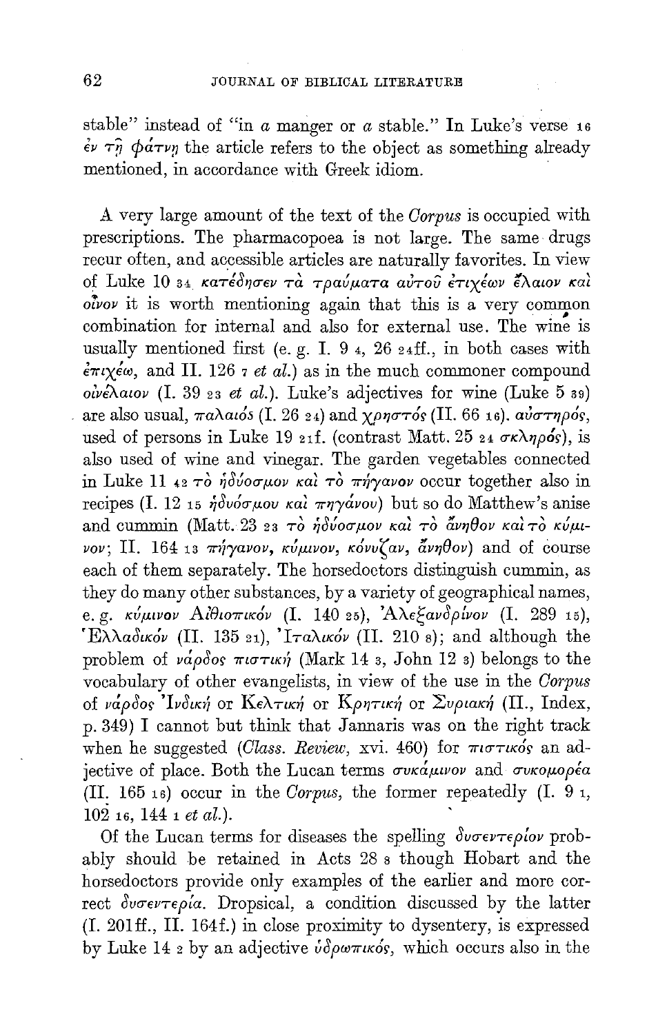stable" instead of "in *a* manger or *a* stable." In Luke's verse 16 ἐν τῇ φάτνῃ the article refers to the object as something already mentioned, in accordance with Greek idiom.

A very large amount of the text of the *Corpus* is occupied with prescriptions. The pharmacopoea is not large. The same drugs recur often, and accessible articles are naturally favorites. In view of Luke 10 34 κατέδησεν τὰ τραύματα αὐτοῦ ἐπιχέων ἔλαιον καὶ οἶνον it is worth mentioning again that this is a very common combination for internal and also for external use. The wine is usually mentioned first (e. g. I. 9 4, 26 24ff., in both cases with ἐπιχέω, and II. 126 7 *et al.*) as in the much commoner compound οἰνέλαιον (I. 39 23 *et al.*). Luke's adjectives for wine (Luke 5 39) are also usual, παλαιός (I. 26 24) and χρηστός (II. 66 16). αὐστηρός, used of persons in Luke 19 21f. (contrast Matt. 25 24 σκληρός), is also used of wine and vinegar. The garden vegetables connected in Luke 11 42 τὸ ἡδύοσμον καὶ τὸ πήγανον occur together also in recipes (I. 12 15 ἡδυόσμου καὶ πηγάνου) but so do Matthew's anise and cummin (Matt. 23 23 τὸ ἡδύοσμον καὶ τὸ ἄνηθον καὶ τὸ κύμινον; II. 164 13 πήγανον, κύμινον, κόνυζαν, ἄνηθον) and of course each of them separately. The horsedoctors distinguish cummin, as they do many other substances, by a variety of geographical names, e. g. κύμινον Αἰθιοπικόν (I. 140 25), Ἀλεξανδρῖνον (I. 289 15), Ἑλλαδικόν (II. 135 21), Ἰταλικόν (II. 210 8); and although the problem of νάρδος πιστική (Mark 14 3, John 12 3) belongs to the vocabulary of other evangelists, in view of the use in the *Corpus* of νάρδος Ἰνδική or Κελτική or Κρητική or Συριακή (II., Index, p. 349) I cannot but think that Jannaris was on the right track when he suggested (*Class. Review,* xvi. 460) for πιστικός an adjective of place. Both the Lucan terms συκάμινον and συκομορέα (II. 165 16) occur in the *Corpus,* the former repeatedly (I. 9 1, 102 16, 144 1 *et al.*).

Of the Lucan terms for diseases the spelling δυσεντερίον probably should be retained in Acts 28 8 though Hobart and the horsedoctors provide only examples of the earlier and more correct δυσεντερία. Dropsical, a condition discussed by the latter (I. 201ff., II. 164f.) in close proximity to dysentery, is expressed by Luke 14 2 by an adjective ὑδρωπικός, which occurs also in the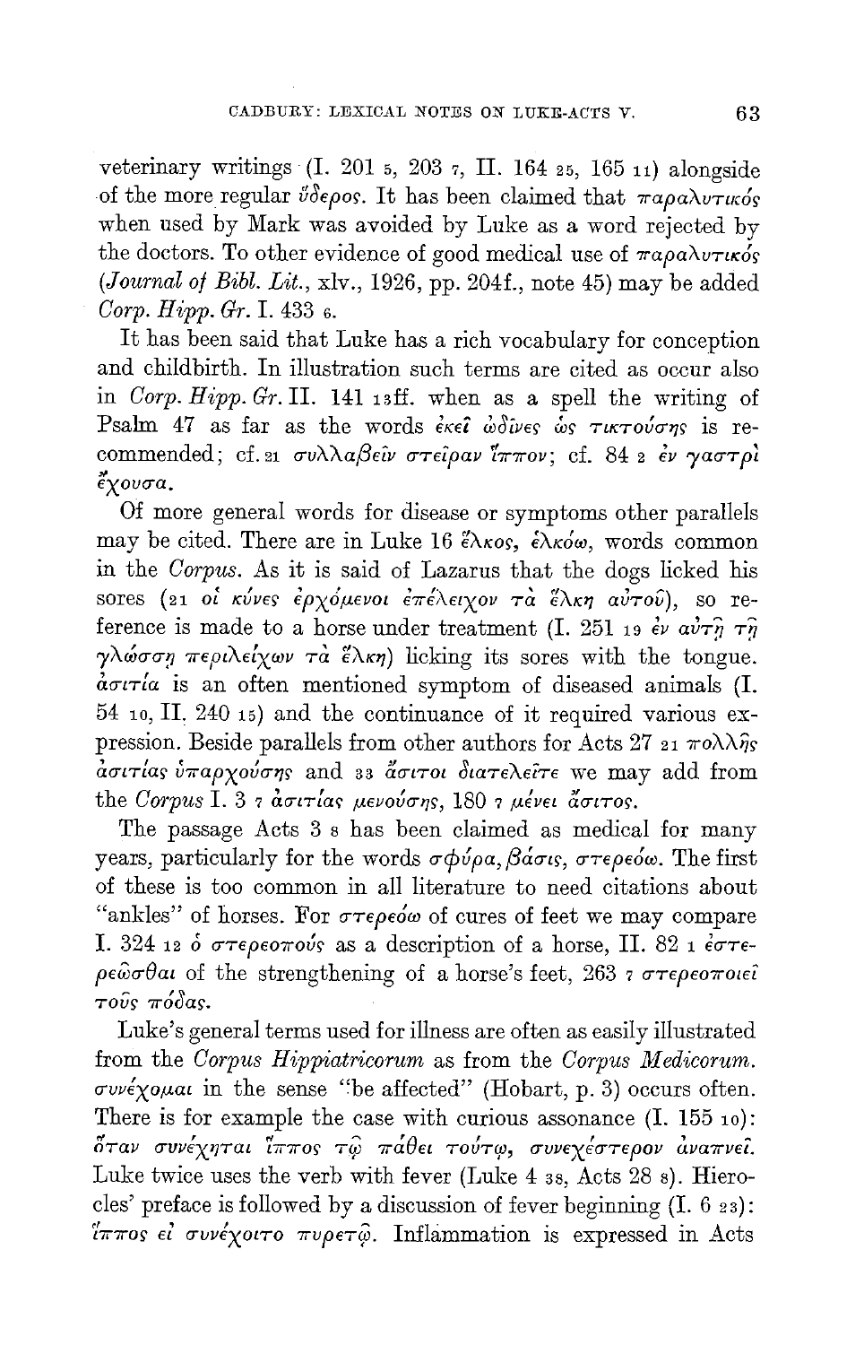veterinary writings (I. 201 5, 203 7, II. 164 25, 165 11) alongside of the more regular ὕδερος. It has been claimed that παραλυτικός when used by Mark was avoided by Luke as a word rejected by the doctors. To other evidence of good medical use of παραλυτικός (*Journal of Bibl. Lit.*, xlv., 1926, pp. 204f., note 45) may be added *Corp. Hipp. Gr.* I. 433 6.

It has been said that Luke has a rich vocabulary for conception and childbirth. In illustration such terms are cited as occur also in *Corp. Hipp. Gr.* II. 141 13ff. when as a spell the writing of Psalm 47 as far as the words ἐκεῖ ὠδῖνες ὡς τικτούσης is recommended; cf. 21 συλλαβεῖν στεῖραν ἵππον; cf. 84 2 ἐν γαστρὶ ἔχουσα.

Of more general words for disease or symptoms other parallels may be cited. There are in Luke 16 ἕλκος, ἑλκόω, words common in the *Corpus*. As it is said of Lazarus that the dogs licked his sores (21 οἱ κύνες ἐρχόμενοι ἐπέλειχον τὰ ἕλκη αὐτοῦ), so reference is made to a horse under treatment (I. 251 19 ἐν αὐτῇ τῇ γλώσσῃ περιλείχων τὰ ἕλκη) licking its sores with the tongue. ἀσιτία is an often mentioned symptom of diseased animals (I. 54 10, II. 240 15) and the continuance of it required various expression. Beside parallels from other authors for Acts 27 21 πολλῆς ἀσιτίας ὑπαρχούσης and 33 ἄσιτοι διατελεῖτε we may add from the *Corpus* I. 3 7 ἀσιτίας μενούσης, 180 7 μένει ἄσιτος.

The passage Acts 3 8 has been claimed as medical for many years, particularly for the words σφύρα, βάσις, στερεόω. The first of these is too common in all literature to need citations about "ankles" of horses. For στερεόω of cures of feet we may compare I. 324 12 ὁ στερεόπους as a description of a horse, II. 82 1 ἐστερεῶσθαι of the strengthening of a horse's feet, 263 7 στερεοποιεῖ τοὺς πόδας.

Luke's general terms used for illness are often as easily illustrated from the *Corpus Hippiatricorum* as from the *Corpus Medicorum*. συνέχομαι in the sense "be affected" (Hobart, p. 3) occurs often. There is for example the case with curious assonance (I. 155 10): ὅταν συνέχηται ἵππος τῷ πάθει τούτῳ, συνεχέστερον ἀναπνεῖ. Luke twice uses the verb with fever (Luke 4 38, Acts 28 8). Hierocles' preface is followed by a discussion of fever beginning (I. 6 23): ἵππος εἰ συνέχοιτο πυρετῷ. Inflammation is expressed in Acts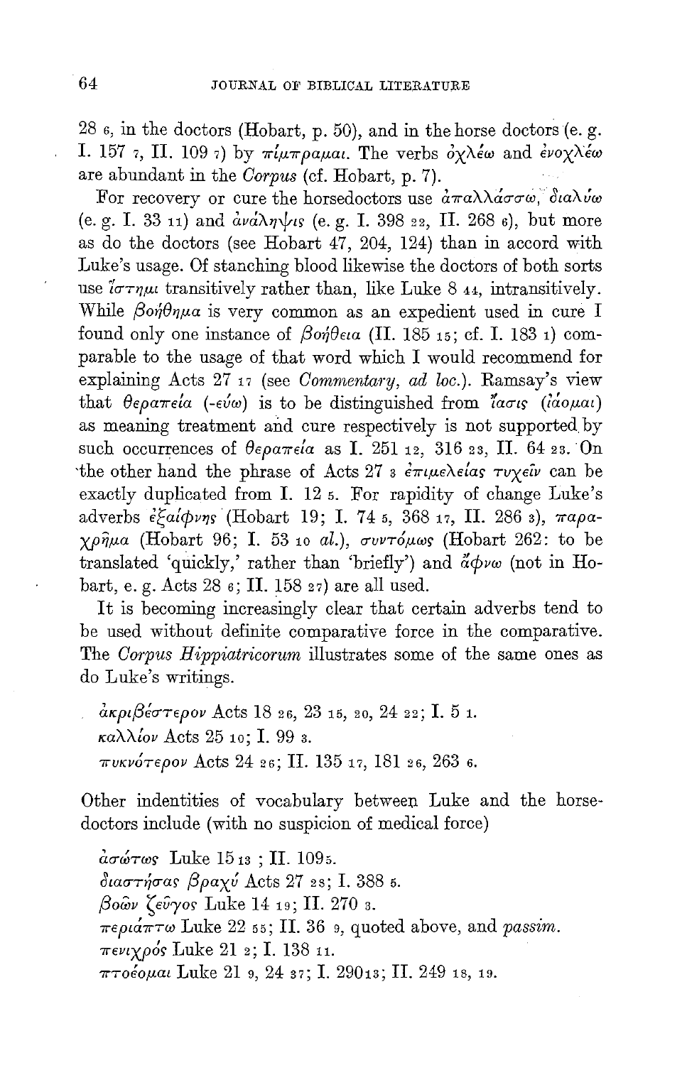28 6, in the doctors (Hobart, p. 50), and in the horse doctors (e. g. I. 157 7, II. 109 7) by πίμπραμαι. The verbs ὀχλέω and ἐνοχλέω are abundant in the *Corpus* (cf. Hobart, p. 7).

For recovery or cure the horsedoctors use ἀπαλλάσσω, διαλύω (e. g. I. 33 11) and ἀνάληψις (e. g. I. 398 22, II. 268 6), but more as do the doctors (see Hobart 47, 204, 124) than in accord with Luke's usage. Of stanching blood likewise the doctors of both sorts use ἵστημι transitively rather than, like Luke 8 44, intransitively. While βοήθημα is very common as an expedient used in cure I found only one instance of βοήθεια (II. 185 15; cf. I. 183 1) comparable to the usage of that word which I would recommend for explaining Acts 27 17 (see *Commentary, ad loc.*). Ramsay's view that θεραπεία (-εύω) is to be distinguished from ἴασις (ἰάομαι) as meaning treatment and cure respectively is not supported by such occurrences of θεραπεία as I. 251 12, 316 23, II. 64 23. On the other hand the phrase of Acts 27 3 ἐπιμελείας τυχεῖν can be exactly duplicated from I. 12 5. For rapidity of change Luke's adverbs ἐξαίφνης (Hobart 19; I. 74 5, 368 17, II. 286 3), παραχρῆμα (Hobart 96; I. 53 10 *al.*), συντόμως (Hobart 262: to be translated 'quickly,' rather than 'briefly') and ἄφνω (not in Hobart, e. g. Acts 28 6; II. 158 27) are all used.

It is becoming increasingly clear that certain adverbs tend to be used without definite comparative force in the comparative. The *Corpus Hippiatricorum* illustrates some of the same ones as do Luke's writings.

ἀκριβέστερον Acts 18 26, 23 15, 20, 24 22; I. 5 1.
κάλλιον Acts 25 10; I. 99 3.
πυκνότερον Acts 24 26; II. 135 17, 181 26, 263 6.

Other indentities of vocabulary between Luke and the horse-doctors include (with no suspicion of medical force)

ἀσώτως Luke 15 13 ; II. 109 5.
διαστήσας βραχύ Acts 27 28; I. 388 5.
βοῶν ζεῦγος Luke 14 19; II. 270 3.
περιάπτω Luke 22 55; II. 36 9, quoted above, and *passim*.
πενιχρός Luke 21 2; I. 138 11.
πτοέομαι Luke 21 9, 24 37; I. 290 13; II. 249 18, 19.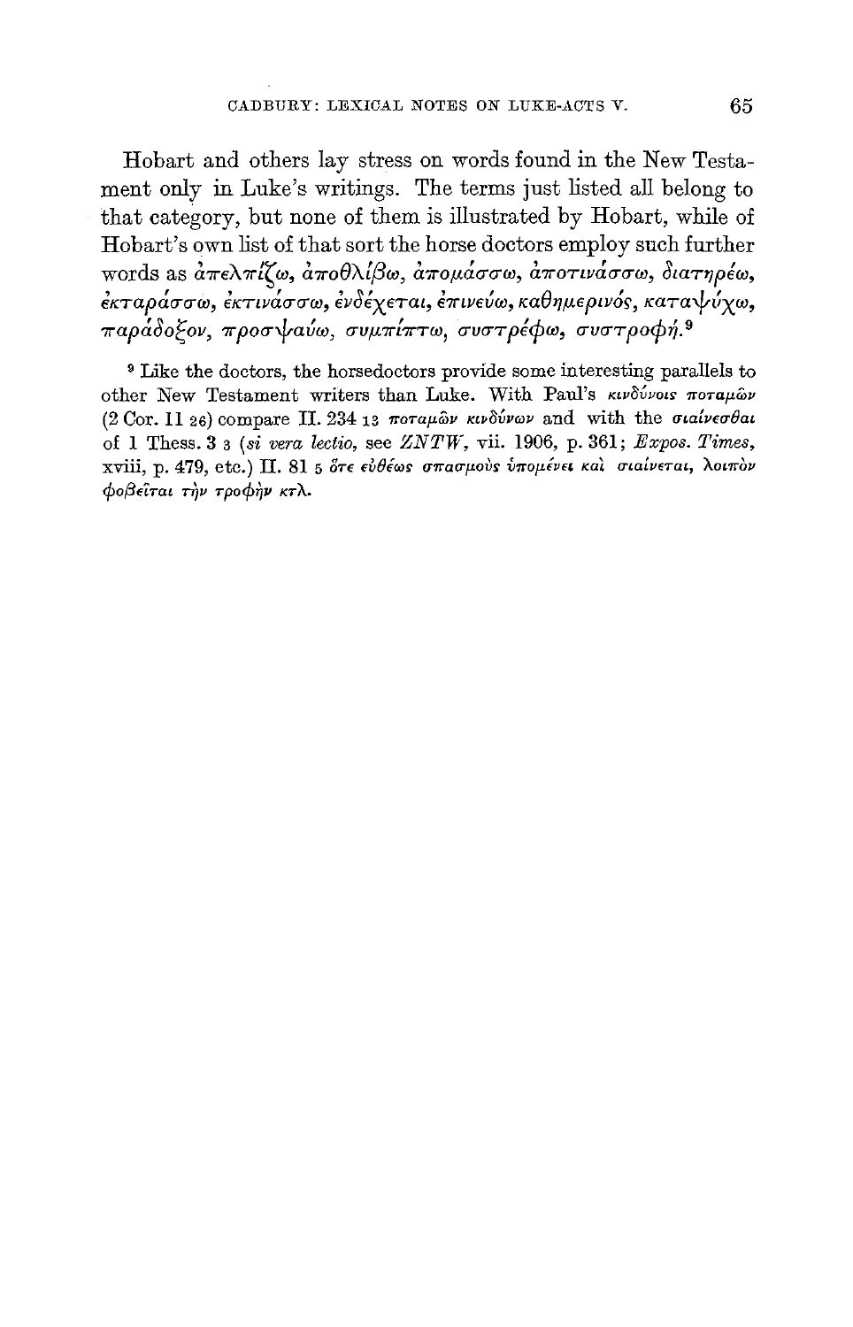Hobart and others lay stress on words found in the New Testament only in Luke's writings. The terms just listed all belong to that category, but none of them is illustrated by Hobart, while of Hobart's own list of that sort the horse doctors employ such further words as ἀπελπίζω, ἀποθλίβω, ἀπομάσσω, ἀποτινάσσω, διατηρέω, ἐκταράσσω, ἐκτινάσσω, ἐνδέχεται, ἐπινεύω, καθημερινός, καταψύχω, παράδοξον, προσψαύω, συμπίπτω, συστρέφω, συστροφή.[9]

[9] Like the doctors, the horsedoctors provide some interesting parallels to other New Testament writers than Luke. With Paul's κινδύνοις ποταμῶν (2 Cor. 11 26) compare II. 234 13 ποταμῶν κινδύνων and with the σιαίνεσθαι of 1 Thess. 3 3 (*si vera lectio*, see *ZNTW*, vii. 1906, p. 361; *Expos. Times*, xviii, p. 479, etc.) II. 81 5 ὅτε εὐθέως σπασμοὺς ὑπομένει καὶ σιαίνεται, λοιπὸν φοβεῖται τὴν τροφὴν κτλ.